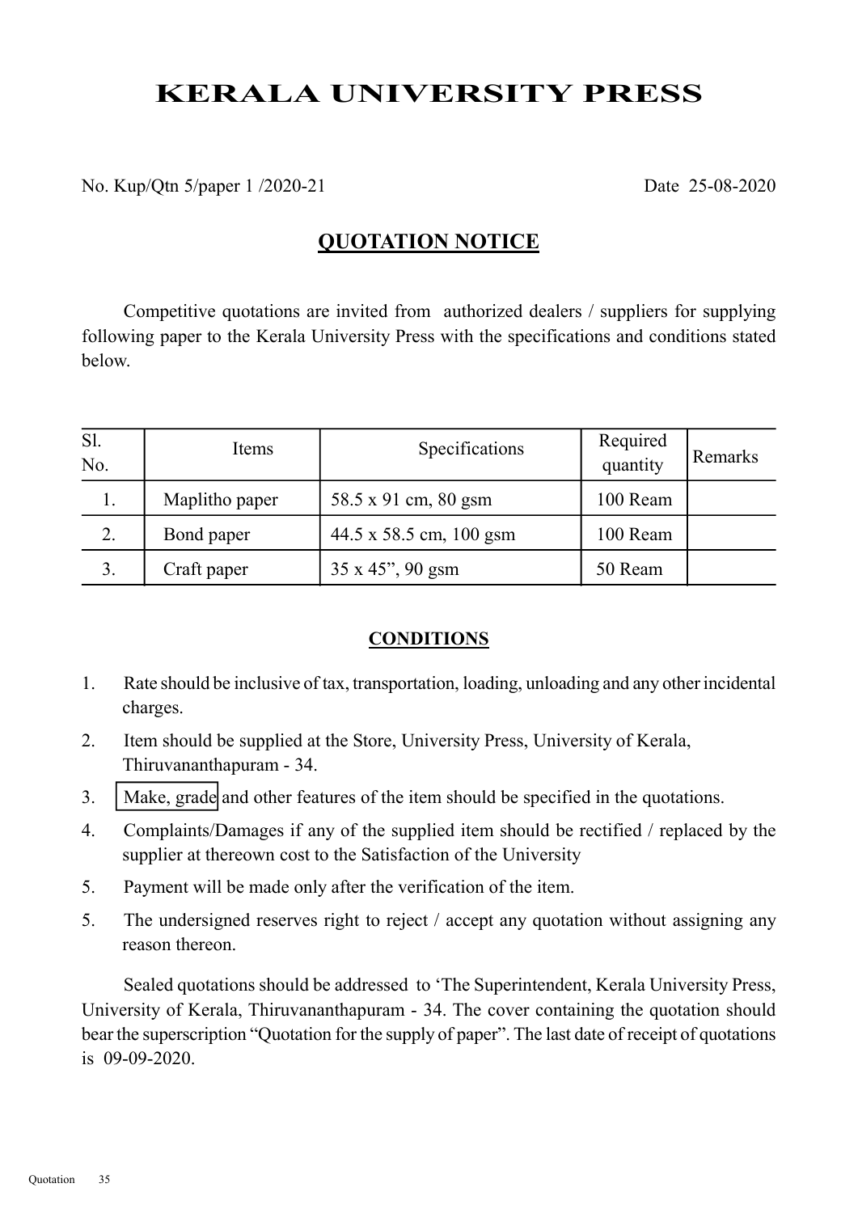# KERALA UNIVERSITY PRESS

No. Kup/Qtn 5/paper 1 /2020-21 Date 25-08-2020

## QUOTATION NOTICE

Competitive quotations are invited from authorized dealers / suppliers for supplying following paper to the Kerala University Press with the specifications and conditions stated below.

| Sl. No. | Items | Specifications | Required quantity | Remarks |
|---|---|---|---|---|
| 1. | Maplitho paper | 58.5 x 91 cm, 80 gsm | 100 Ream | |
| 2. | Bond paper | 44.5 x 58.5 cm, 100 gsm | 100 Ream | |
| 3. | Craft paper | 35 x 45", 90 gsm | 50 Ream | |

### CONDITIONS

1. Rate should be inclusive of tax, transportation, loading, unloading and any other incidental charges.
2. Item should be supplied at the Store, University Press, University of Kerala, Thiruvananthapuram - 34.
3. Make, grade and other features of the item should be specified in the quotations.
4. Complaints/Damages if any of the supplied item should be rectified / replaced by the supplier at thereown cost to the Satisfaction of the University
5. Payment will be made only after the verification of the item.
5. The undersigned reserves right to reject / accept any quotation without assigning any reason thereon.

Sealed quotations should be addressed to 'The Superintendent, Kerala University Press, University of Kerala, Thiruvananthapuram - 34. The cover containing the quotation should bear the superscription "Quotation for the supply of paper". The last date of receipt of quotations is 09-09-2020.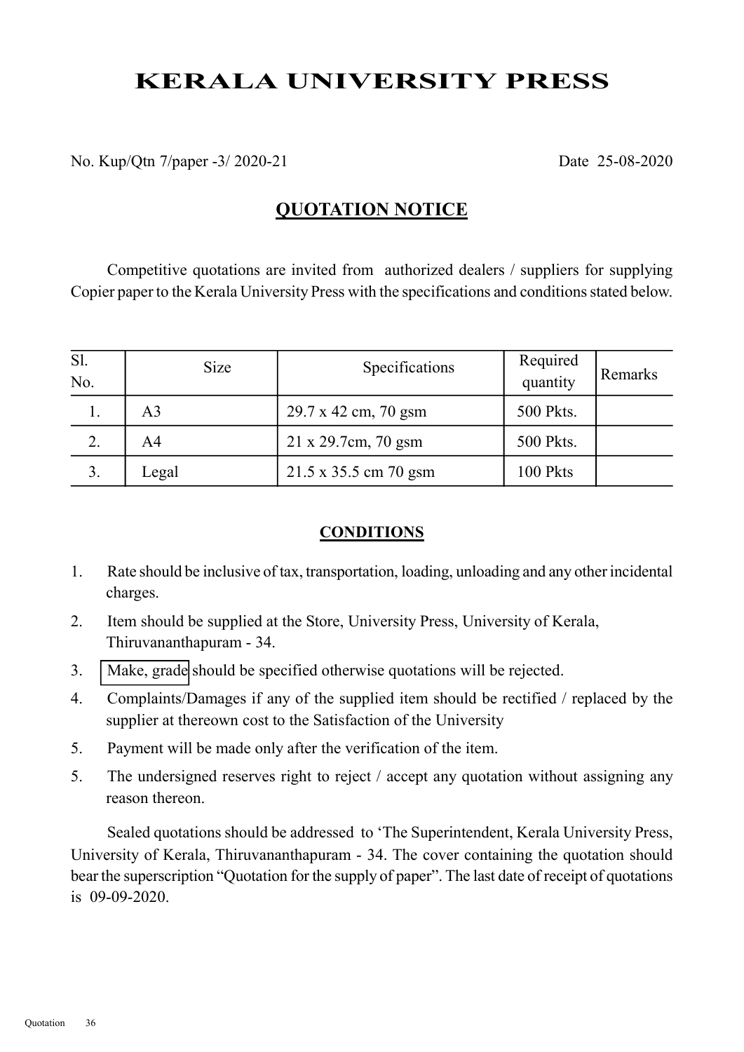# KERALA UNIVERSITY PRESS

No. Kup/Qtn 7/paper -3/ 2020-21 Date 25-08-2020

## QUOTATION NOTICE

Competitive quotations are invited from authorized dealers / suppliers for supplying Copier paper to the Kerala University Press with the specifications and conditions stated below.

| Sl. No. | Size | Specifications | Required quantity | Remarks |
|---|---|---|---|---|
| 1. | A3 | 29.7 x 42 cm, 70 gsm | 500 Pkts. | |
| 2. | A4 | 21 x 29.7cm, 70 gsm | 500 Pkts. | |
| 3. | Legal | 21.5 x 35.5 cm 70 gsm | 100 Pkts | |

### CONDITIONS

1. Rate should be inclusive of tax, transportation, loading, unloading and any other incidental charges.
2. Item should be supplied at the Store, University Press, University of Kerala, Thiruvananthapuram - 34.
3. Make, grade should be specified otherwise quotations will be rejected.
4. Complaints/Damages if any of the supplied item should be rectified / replaced by the supplier at thereown cost to the Satisfaction of the University
5. Payment will be made only after the verification of the item.
5. The undersigned reserves right to reject / accept any quotation without assigning any reason thereon.

Sealed quotations should be addressed to 'The Superintendent, Kerala University Press, University of Kerala, Thiruvananthapuram - 34. The cover containing the quotation should bear the superscription "Quotation for the supply of paper". The last date of receipt of quotations is 09-09-2020.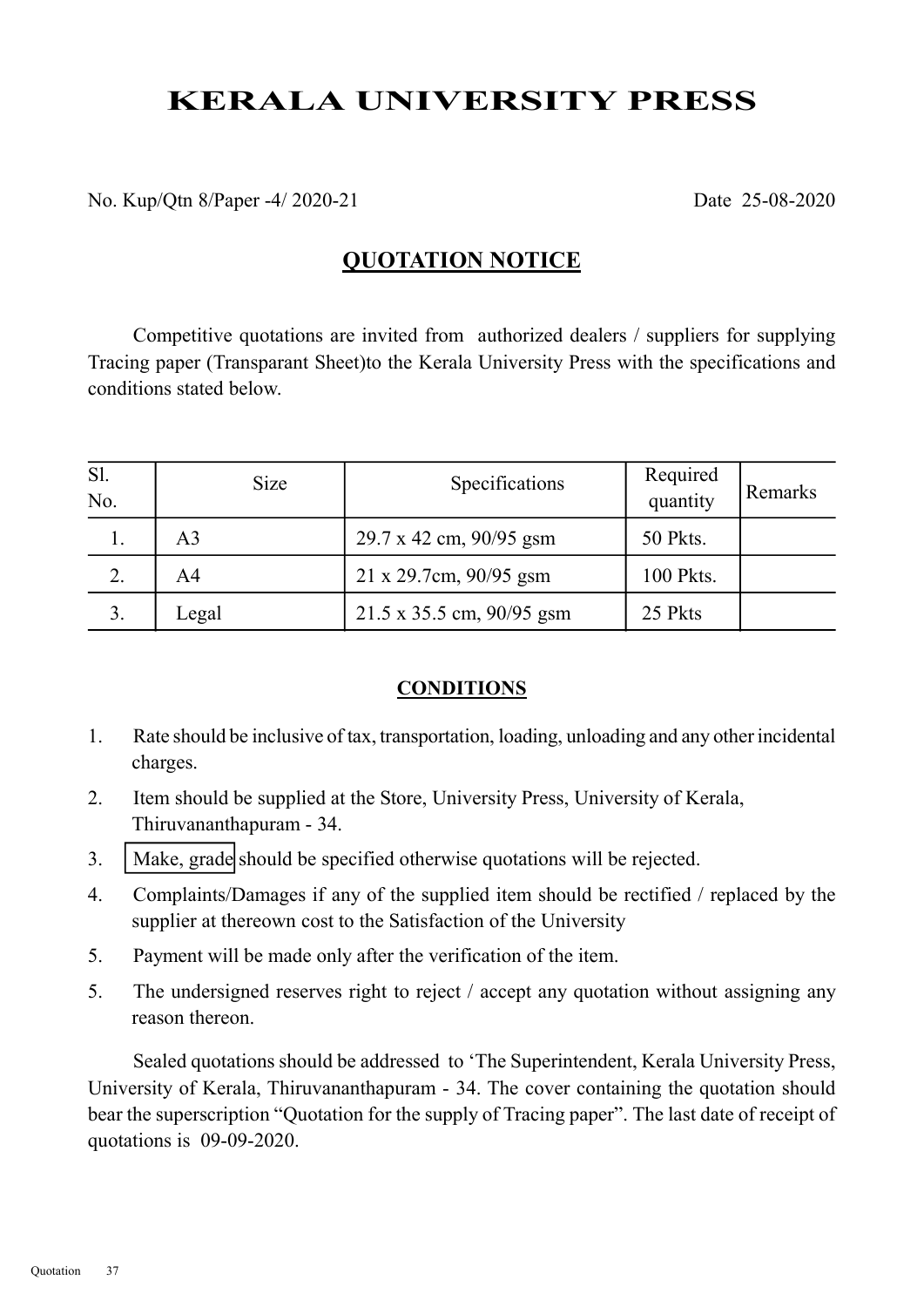# KERALA UNIVERSITY PRESS

No. Kup/Qtn 8/Paper -4/ 2020-21 Date 25-08-2020

## QUOTATION NOTICE

Competitive quotations are invited from authorized dealers / suppliers for supplying Tracing paper (Transparant Sheet)to the Kerala University Press with the specifications and conditions stated below.

| Sl. No. | Size | Specifications | Required quantity | Remarks |
|---|---|---|---|---|
| 1. | A3 | 29.7 x 42 cm, 90/95 gsm | 50 Pkts. | |
| 2. | A4 | 21 x 29.7cm, 90/95 gsm | 100 Pkts. | |
| 3. | Legal | 21.5 x 35.5 cm, 90/95 gsm | 25 Pkts | |

### CONDITIONS

1. Rate should be inclusive of tax, transportation, loading, unloading and any other incidental charges.
2. Item should be supplied at the Store, University Press, University of Kerala, Thiruvananthapuram - 34.
3. Make, grade should be specified otherwise quotations will be rejected.
4. Complaints/Damages if any of the supplied item should be rectified / replaced by the supplier at thereown cost to the Satisfaction of the University
5. Payment will be made only after the verification of the item.
5. The undersigned reserves right to reject / accept any quotation without assigning any reason thereon.

Sealed quotations should be addressed to 'The Superintendent, Kerala University Press, University of Kerala, Thiruvananthapuram - 34. The cover containing the quotation should bear the superscription "Quotation for the supply of Tracing paper". The last date of receipt of quotations is 09-09-2020.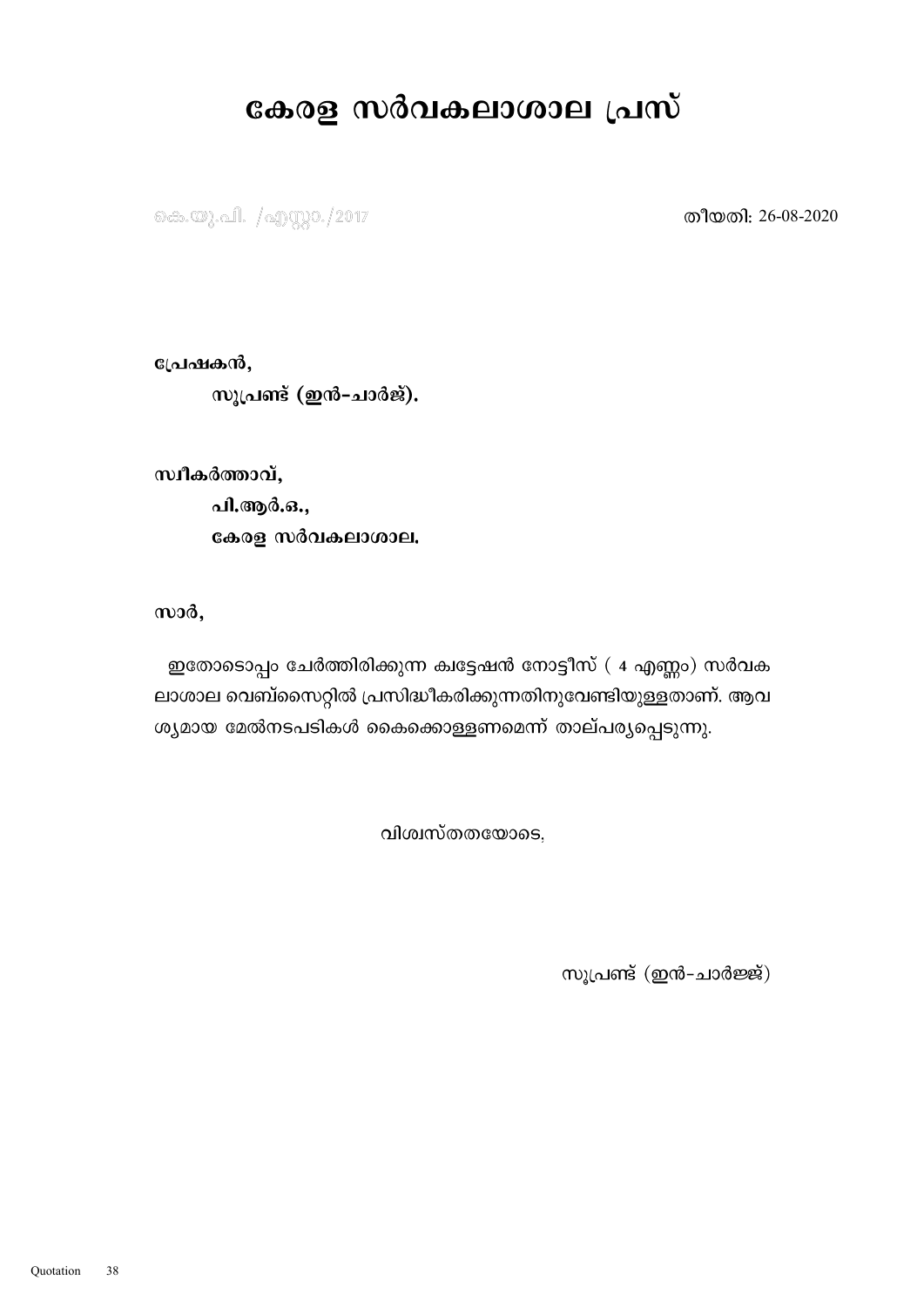# കേരള സർവകലാശാല പ്രസ്

കെ.യു.പി. /എസ്റ്റാ./2017

തീയതി: 26-08-2020

**പ്രേഷകൻ,**

**സൂപ്രണ്ട് (ഇൻ-ചാർജ്).**

**സ്വീകർത്താവ്,**

**പി.ആർ.ഒ.,**

**കേരള സർവകലാശാല.**

**സാർ,**

ഇതോടൊപ്പം ചേർത്തിരിക്കുന്ന ക്വട്ടേഷൻ നോട്ടീസ് ( 4 എണ്ണം) സർവകലാശാല വെബ്സൈറ്റിൽ പ്രസിദ്ധീകരിക്കുന്നതിനുവേണ്ടിയുള്ളതാണ്. ആവശ്യമായ മേൽനടപടികൾ കൈക്കൊള്ളണമെന്ന് താല്പര്യപ്പെടുന്നു.

വിശ്വസ്തതയോടെ,

സൂപ്രണ്ട് (ഇൻ-ചാർജ്ജ്)

Quotation 38